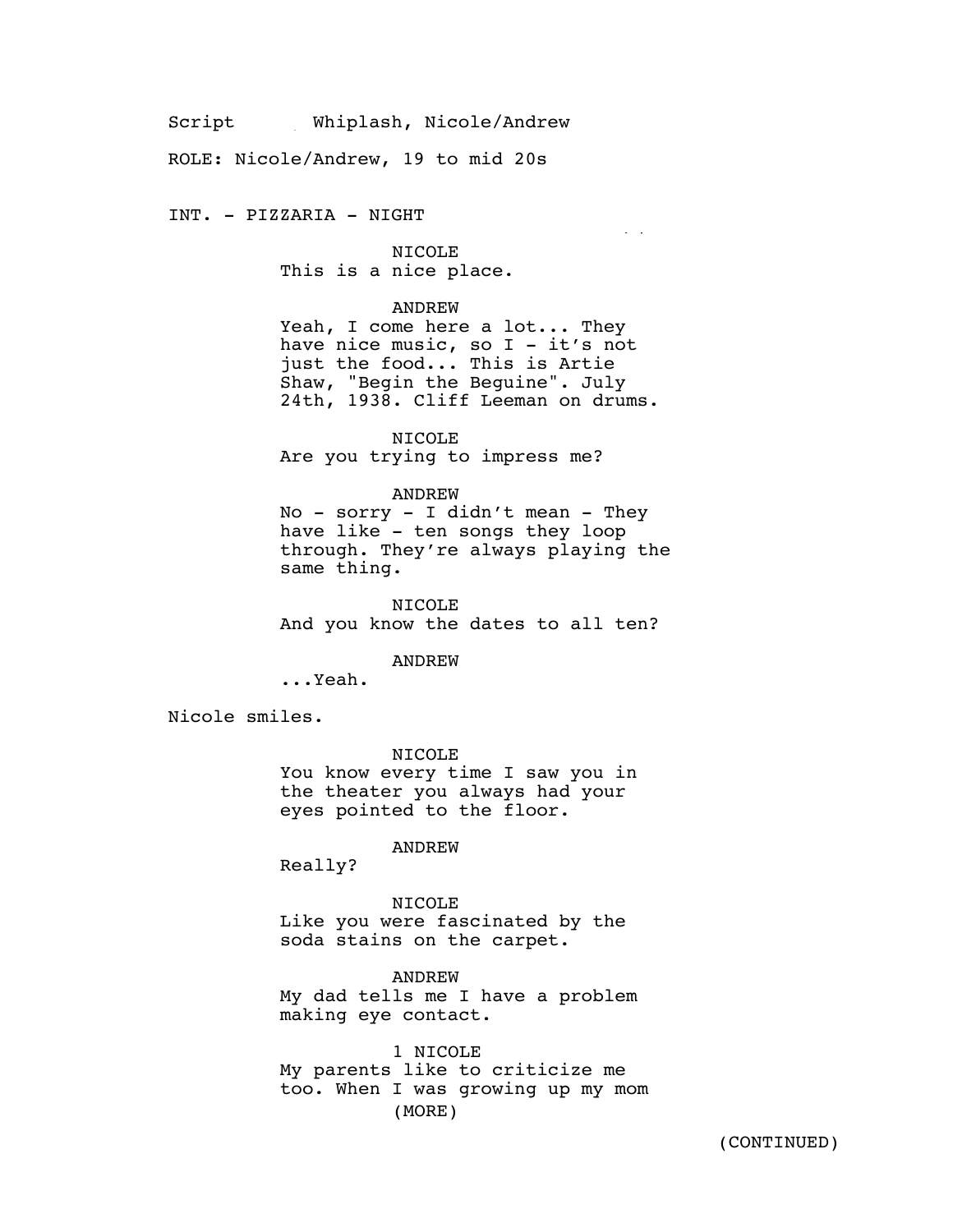Script Whiplash, Nicole/Andrew

ROLE: Nicole/Andrew, 19 to mid 20s

INT. - PIZZARIA - NIGHT

NICOLE
This is a nice place.

ANDREW
Yeah, I come here a lot... They have nice music, so I - it's not just the food... This is Artie Shaw, "Begin the Beguine". July 24th, 1938. Cliff Leeman on drums.

NICOLE
Are you trying to impress me?

ANDREW
No - sorry - I didn't mean - They have like - ten songs they loop through. They're always playing the same thing.

NICOLE
And you know the dates to all ten?

ANDREW
...Yeah.

Nicole smiles.

NICOLE
You know every time I saw you in the theater you always had your eyes pointed to the floor.

ANDREW
Really?

NICOLE
Like you were fascinated by the soda stains on the carpet.

ANDREW
My dad tells me I have a problem making eye contact.

1 NICOLE
My parents like to criticize me too. When I was growing up my mom
(MORE)

(CONTINUED)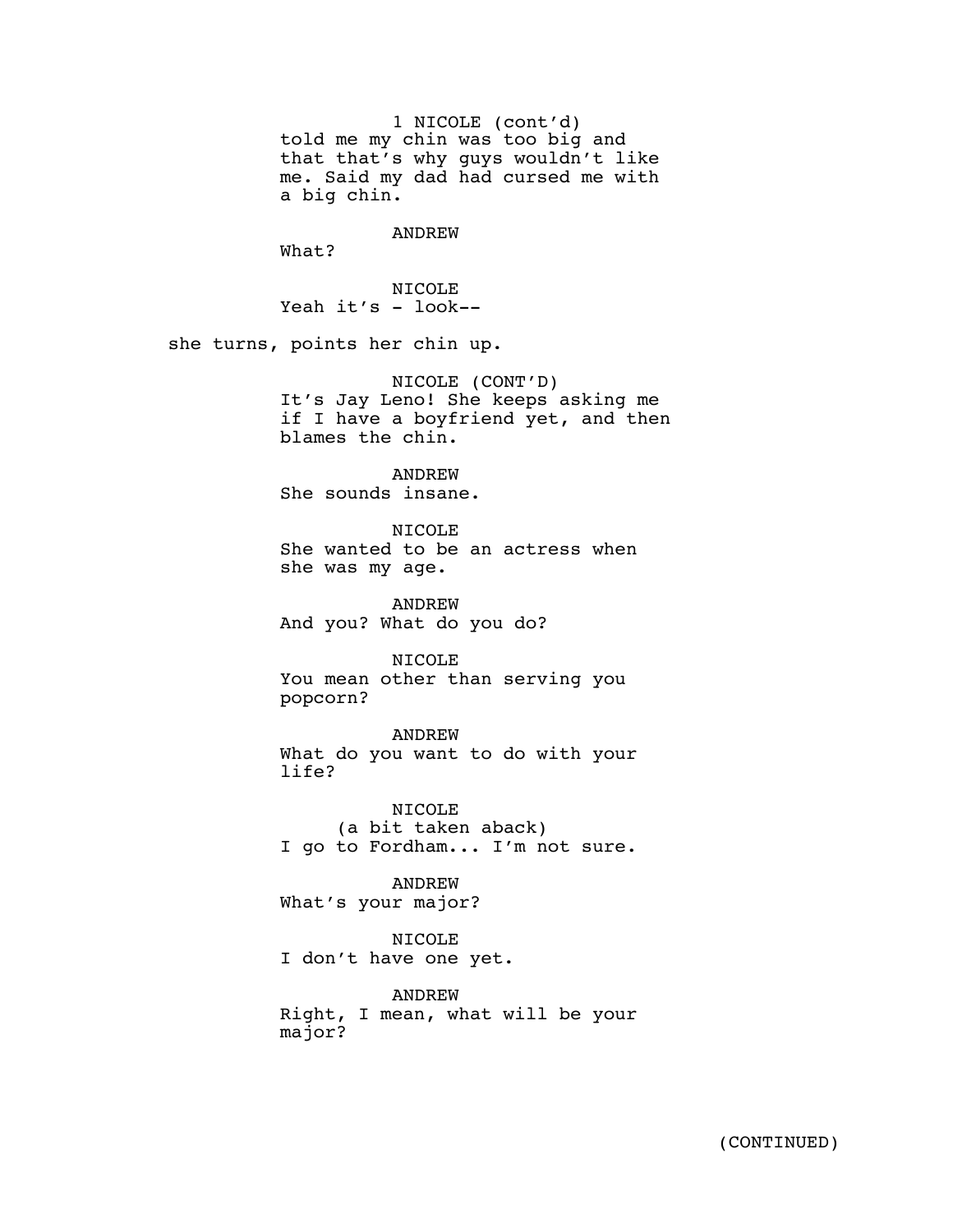1 NICOLE (cont'd)
told me my chin was too big and that that's why guys wouldn't like me. Said my dad had cursed me with a big chin.

ANDREW
What?

NICOLE
Yeah it's - look--

she turns, points her chin up.

NICOLE (CONT'D)
It's Jay Leno! She keeps asking me if I have a boyfriend yet, and then blames the chin.

ANDREW
She sounds insane.

NICOLE
She wanted to be an actress when she was my age.

ANDREW
And you? What do you do?

NICOLE
You mean other than serving you popcorn?

ANDREW
What do you want to do with your life?

NICOLE
(a bit taken aback)
I go to Fordham... I'm not sure.

ANDREW
What's your major?

NICOLE
I don't have one yet.

ANDREW
Right, I mean, what will be your major?

(CONTINUED)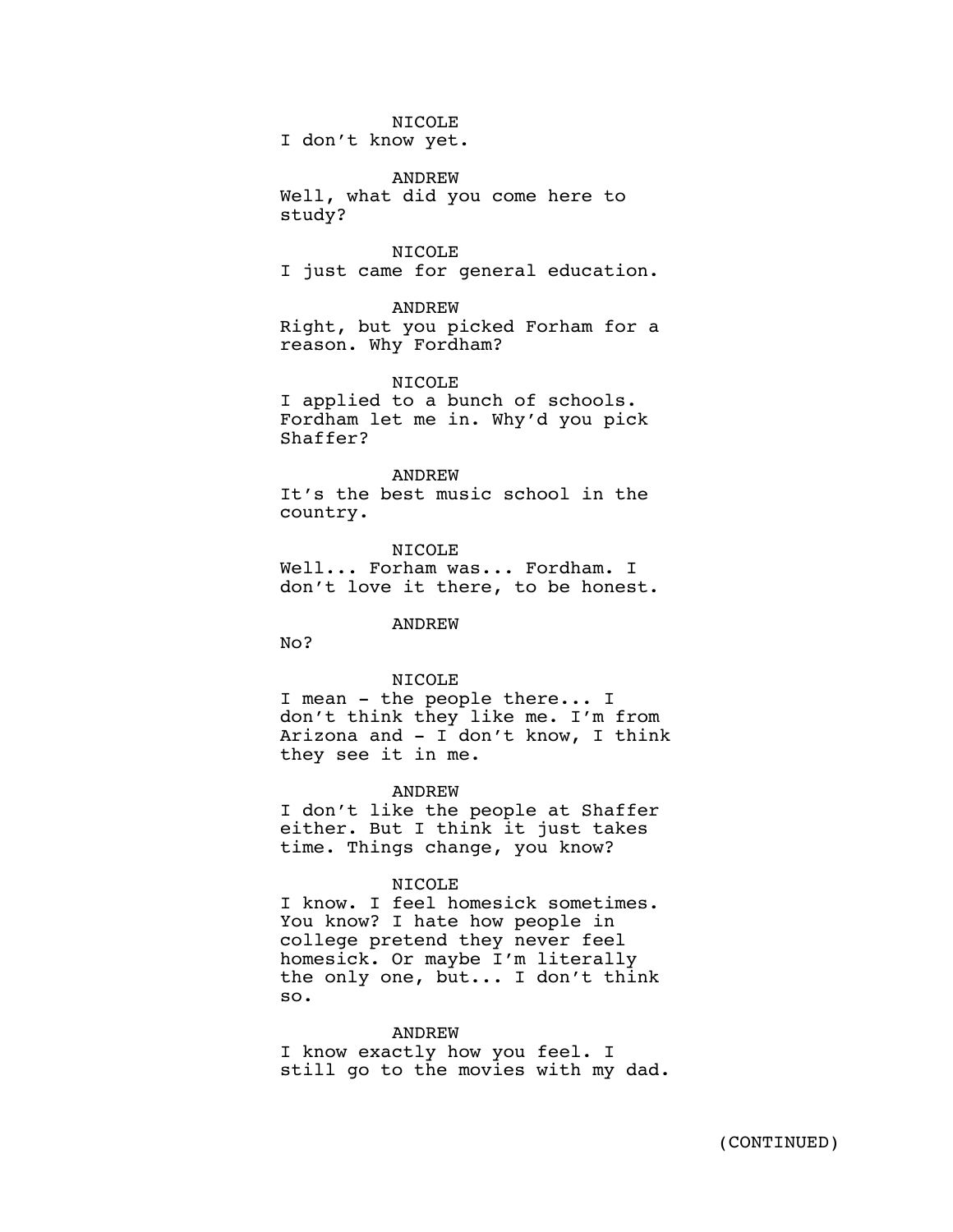NICOLE
I don't know yet.

ANDREW
Well, what did you come here to study?

NICOLE
I just came for general education.

ANDREW
Right, but you picked Forham for a reason. Why Fordham?

NICOLE
I applied to a bunch of schools. Fordham let me in. Why'd you pick Shaffer?

ANDREW
It's the best music school in the country.

NICOLE
Well... Forham was... Fordham. I don't love it there, to be honest.

ANDREW
No?

NICOLE
I mean - the people there... I don't think they like me. I'm from Arizona and - I don't know, I think they see it in me.

ANDREW
I don't like the people at Shaffer either. But I think it just takes time. Things change, you know?

NICOLE
I know. I feel homesick sometimes. You know? I hate how people in college pretend they never feel homesick. Or maybe I'm literally the only one, but... I don't think so.

ANDREW
I know exactly how you feel. I still go to the movies with my dad.

(CONTINUED)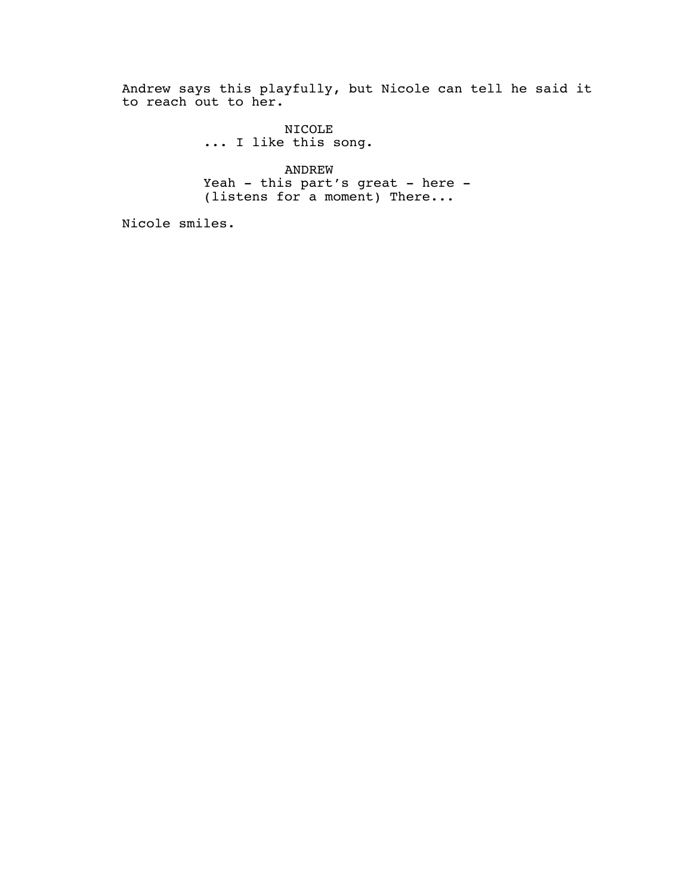Andrew says this playfully, but Nicole can tell he said it to reach out to her.

NICOLE
... I like this song.

ANDREW
Yeah - this part's great - here - (listens for a moment) There...

Nicole smiles.